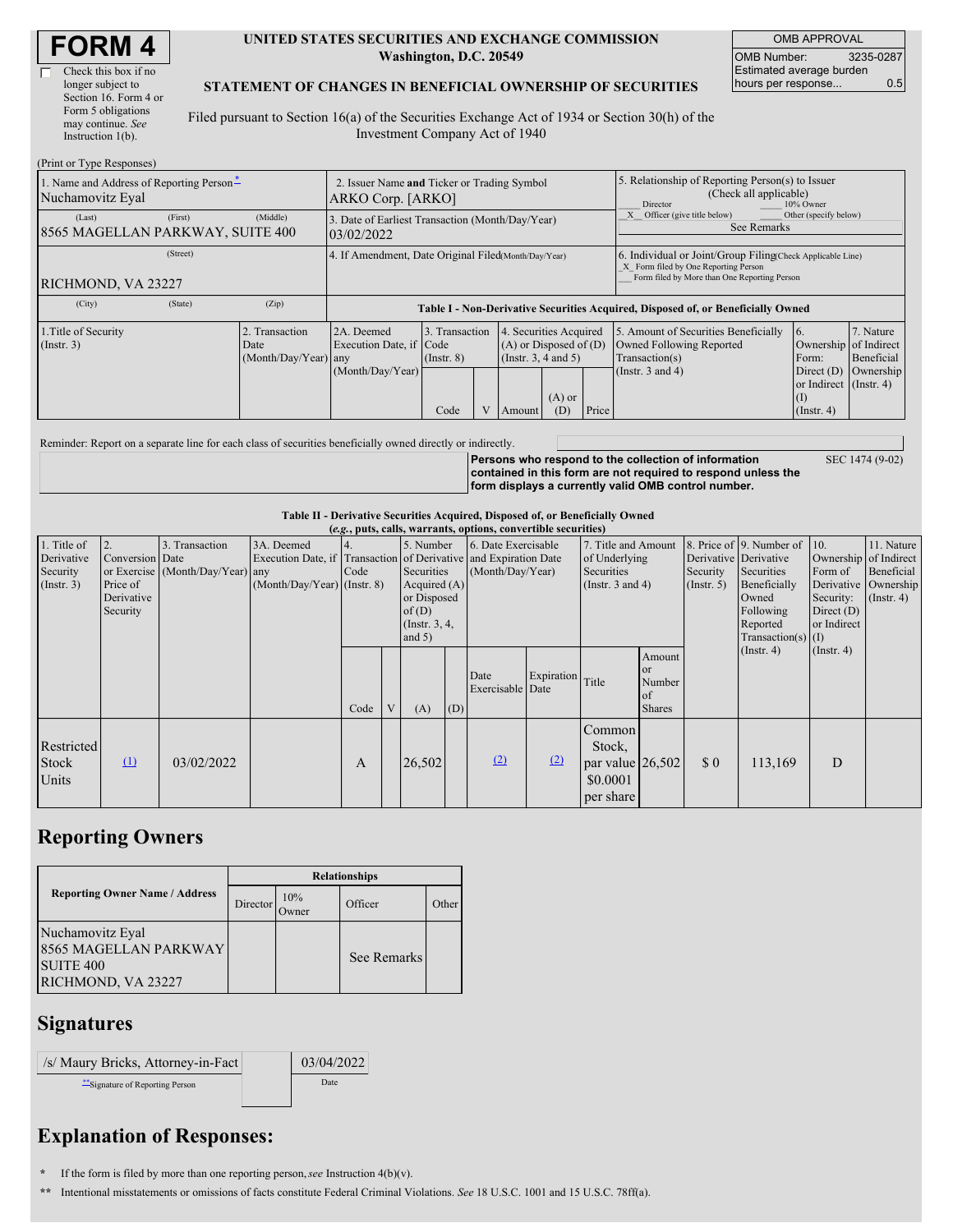# FORM 4

☐ Check this box if no longer subject to Section 16. Form 4 or Form 5 obligations may continue. *See* Instruction 1(b).

**UNITED STATES SECURITIES AND EXCHANGE COMMISSION**
**Washington, D.C. 20549**

**STATEMENT OF CHANGES IN BENEFICIAL OWNERSHIP OF SECURITIES**

Filed pursuant to Section 16(a) of the Securities Exchange Act of 1934 or Section 30(h) of the Investment Company Act of 1940

| OMB APPROVAL | |
|---|---|
| OMB Number: | 3235-0287 |
| Estimated average burden hours per response... | 0.5 |

(Print or Type Responses)

| 1. Name and Address of Reporting Person* | 2. Issuer Name **and** Ticker or Trading Symbol | 5. Relationship of Reporting Person(s) to Issuer (Check all applicable) |
|---|---|---|
| Nuchamovitz Eyal | ARKO Corp. [ARKO] | ___ Director ___ 10% Owner |
| (Last) (First) (Middle) 8565 MAGELLAN PARKWAY, SUITE 400 | 3. Date of Earliest Transaction (Month/Day/Year) 03/02/2022 | _X_ Officer (give title below) ___ Other (specify below) See Remarks |
| (Street) RICHMOND, VA 23227 | 4. If Amendment, Date Original Filed(Month/Day/Year) | 6. Individual or Joint/Group Filing(Check Applicable Line) _X_ Form filed by One Reporting Person ___ Form filed by More than One Reporting Person |
| (City) (State) (Zip) | | |

**Table I - Non-Derivative Securities Acquired, Disposed of, or Beneficially Owned**

| 1.Title of Security (Instr. 3) | 2. Transaction Date (Month/Day/Year) | 2A. Deemed Execution Date, if any (Month/Day/Year) | 3. Transaction Code (Instr. 8) | | 4. Securities Acquired (A) or Disposed of (D) (Instr. 3, 4 and 5) | | | 5. Amount of Securities Beneficially Owned Following Reported Transaction(s) (Instr. 3 and 4) | 6. Ownership Form: Direct (D) or Indirect (I) (Instr. 4) | 7. Nature of Indirect Beneficial Ownership (Instr. 4) |
|---|---|---|---|---|---|---|---|---|---|---|
| | | | Code | V | Amount | (A) or (D) | Price | | | |

Reminder: Report on a separate line for each class of securities beneficially owned directly or indirectly.

**Persons who respond to the collection of information contained in this form are not required to respond unless the form displays a currently valid OMB control number.** SEC 1474 (9-02)

**Table II - Derivative Securities Acquired, Disposed of, or Beneficially Owned**
**(*e.g.*, puts, calls, warrants, options, convertible securities)**

| 1. Title of Derivative Security (Instr. 3) | 2. Conversion or Exercise Price of Derivative Security | 3. Transaction Date (Month/Day/Year) | 3A. Deemed Execution Date, if any (Month/Day/Year) | 4. Transaction Code (Instr. 8) | | 5. Number of Derivative Securities Acquired (A) or Disposed of (D) (Instr. 3, 4, and 5) | | 6. Date Exercisable and Expiration Date (Month/Day/Year) | | 7. Title and Amount of Underlying Securities (Instr. 3 and 4) | | 8. Price of Derivative Security (Instr. 5) | 9. Number of Derivative Securities Beneficially Owned Following Reported Transaction(s) (Instr. 4) | 10. Ownership Form of Derivative Security: Direct (D) or Indirect (I) (Instr. 4) | 11. Nature of Indirect Beneficial Ownership (Instr. 4) |
|---|---|---|---|---|---|---|---|---|---|---|---|---|---|---|---|
| | | | | Code | V | (A) | (D) | Date Exercisable | Expiration Date | Title | Amount or Number of Shares | | | | |
| Restricted Stock Units | (1) | 03/02/2022 | | A | | 26,502 | | (2) | (2) | Common Stock, par value $0.0001 per share | 26,502 | $ 0 | 113,169 | D | |

## Reporting Owners

| Reporting Owner Name / Address | Relationships | | | |
|---|---|---|---|---|
| | Director | 10% Owner | Officer | Other |
| Nuchamovitz Eyal 8565 MAGELLAN PARKWAY SUITE 400 RICHMOND, VA 23227 | | | See Remarks | |

## Signatures

| /s/ Maury Bricks, Attorney-in-Fact | 03/04/2022 |
|---|---|
| **Signature of Reporting Person | Date |

## Explanation of Responses:

\* If the form is filed by more than one reporting person, *see* Instruction 4(b)(v).

\*\* Intentional misstatements or omissions of facts constitute Federal Criminal Violations. *See* 18 U.S.C. 1001 and 15 U.S.C. 78ff(a).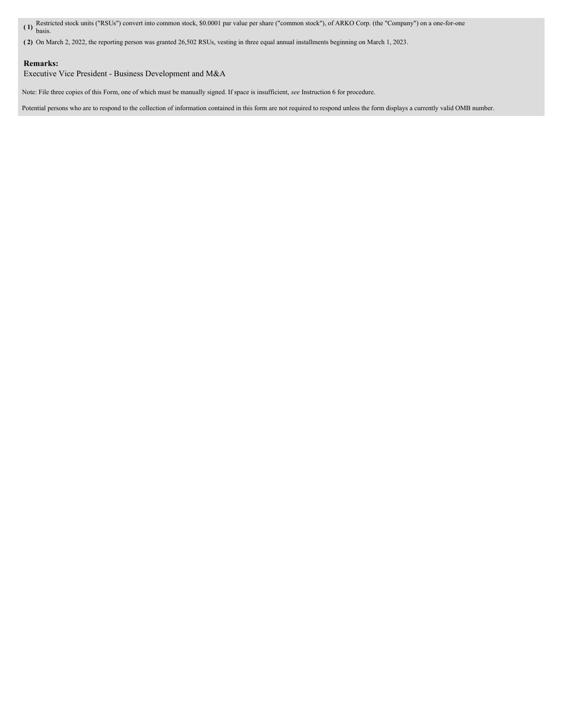(1) Restricted stock units ("RSUs") convert into common stock, $0.0001 par value per share ("common stock"), of ARKO Corp. (the "Company") on a one-for-one basis.

(2) On March 2, 2022, the reporting person was granted 26,502 RSUs, vesting in three equal annual installments beginning on March 1, 2023.

**Remarks:**

Executive Vice President - Business Development and M&A

Note: File three copies of this Form, one of which must be manually signed. If space is insufficient, *see* Instruction 6 for procedure.

Potential persons who are to respond to the collection of information contained in this form are not required to respond unless the form displays a currently valid OMB number.